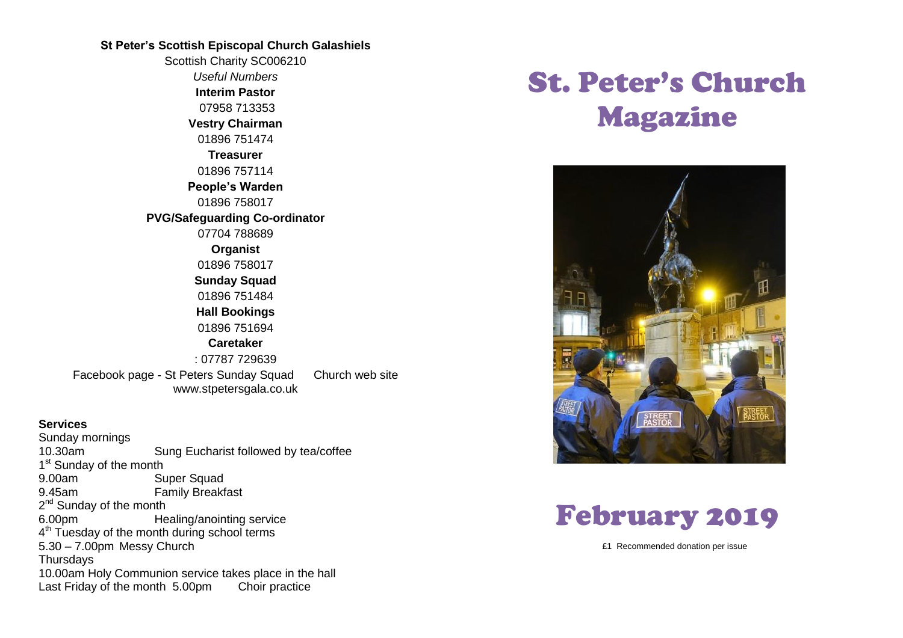**St Peter's Scottish Episcopal Church Galashiels**

Scottish Charity SC006210

*Useful Numbers*

**Interim Pastor**

07958 713353

**Vestry Chairman**

01896 751474

**Treasurer**

01896 757114

**People's Warden**

01896 758017

**PVG/Safeguarding Co-ordinator**

07704 788689

**Organist**

01896 758017

**Sunday Squad**

01896 751484

**Hall Bookings**

01896 751694

**Caretaker**

: 07787 729639

Facebook page - St Peters Sunday Squad Church web site www.stpetersgala.co.uk

**Services**

Sunday mornings

10.30am Sung Eucharist followed by tea/coffee

1st Sunday of the month

9.00am Super Squad

9.45am Family Breakfast

2nd Sunday of the month

6.00pm Healing/anointing service

4th Tuesday of the month during school terms

5.30 – 7.00pm Messy Church

Thursdays

10.00am Holy Communion service takes place in the hall

Last Friday of the month 5.00pm Choir practice

# St. Peter's Church Magazine

# February 2019

£1 Recommended donation per issue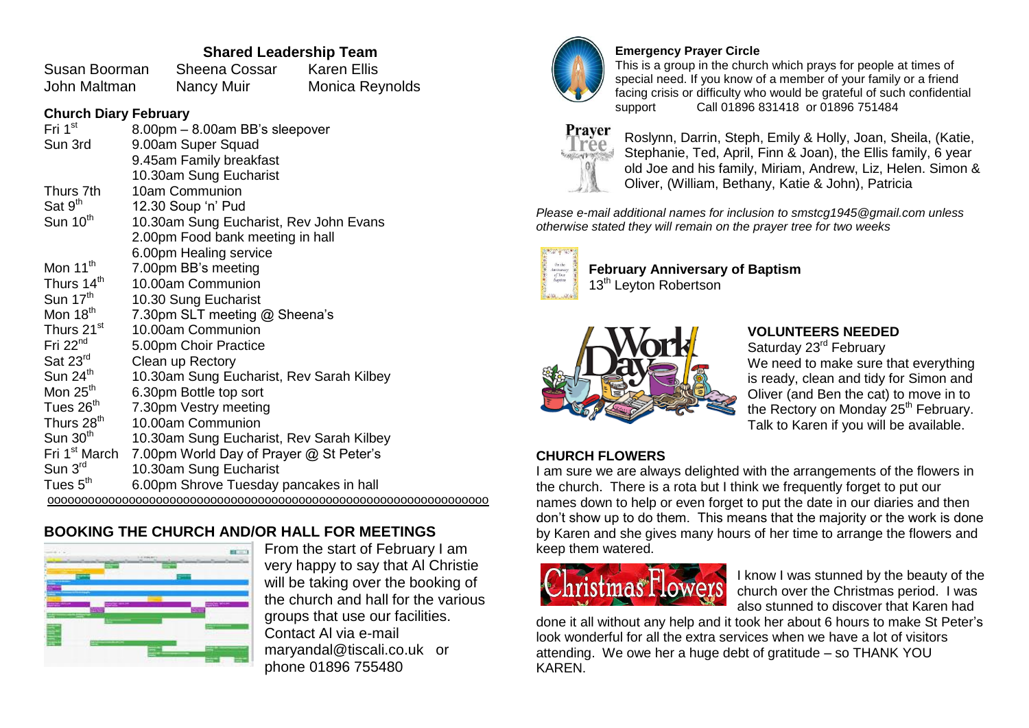## Shared Leadership Team

| | | |
|---|---|---|
| Susan Boorman | Sheena Cossar | Karen Ellis |
| John Maltman | Nancy Muir | Monica Reynolds |

### Church Diary February

| | |
|---|---|
| Fri 1st | 8.00pm – 8.00am BB's sleepover |
| Sun 3rd | 9.00am Super Squad |
| | 9.45am Family breakfast |
| | 10.30am Sung Eucharist |
| Thurs 7th | 10am Communion |
| Sat 9th | 12.30 Soup 'n' Pud |
| Sun 10th | 10.30am Sung Eucharist, Rev John Evans |
| | 2.00pm Food bank meeting in hall |
| | 6.00pm Healing service |
| Mon 11th | 7.00pm BB's meeting |
| Thurs 14th | 10.00am Communion |
| Sun 17th | 10.30 Sung Eucharist |
| Mon 18th | 7.30pm SLT meeting @ Sheena's |
| Thurs 21st | 10.00am Communion |
| Fri 22nd | 5.00pm Choir Practice |
| Sat 23rd | Clean up Rectory |
| Sun 24th | 10.30am Sung Eucharist, Rev Sarah Kilbey |
| Mon 25th | 6.30pm Bottle top sort |
| Tues 26th | 7.30pm Vestry meeting |
| Thurs 28th | 10.00am Communion |
| Sun 30th | 10.30am Sung Eucharist, Rev Sarah Kilbey |
| Fri 1st March | 7.00pm World Day of Prayer @ St Peter's |
| Sun 3rd | 10.30am Sung Eucharist |
| Tues 5th | 6.00pm Shrove Tuesday pancakes in hall |

oooooooooooooooooooooooooooooooooooooooooooooooooooooooooooooooo

## BOOKING THE CHURCH AND/OR HALL FOR MEETINGS

From the start of February I am very happy to say that Al Christie will be taking over the booking of the church and hall for the various groups that use our facilities. Contact Al via e-mail maryandal@tiscali.co.uk or phone 01896 755480

**Emergency Prayer Circle**
This is a group in the church which prays for people at times of special need. If you know of a member of your family or a friend facing crisis or difficulty who would be grateful of such confidential support Call 01896 831418 or 01896 751484

**Prayer Tree**

Roslynn, Darrin, Steph, Emily & Holly, Joan, Sheila, (Katie, Stephanie, Ted, April, Finn & Joan), the Ellis family, 6 year old Joe and his family, Miriam, Andrew, Liz, Helen. Simon & Oliver, (William, Bethany, Katie & John), Patricia

*Please e-mail additional names for inclusion to smstcg1945@gmail.com unless otherwise stated they will remain on the prayer tree for two weeks*

**February Anniversary of Baptism**
13th Leyton Robertson

## VOLUNTEERS NEEDED

Saturday 23rd February
We need to make sure that everything is ready, clean and tidy for Simon and Oliver (and Ben the cat) to move in to the Rectory on Monday 25th February. Talk to Karen if you will be available.

## CHURCH FLOWERS

I am sure we are always delighted with the arrangements of the flowers in the church. There is a rota but I think we frequently forget to put our names down to help or even forget to put the date in our diaries and then don't show up to do them. This means that the majority or the work is done by Karen and she gives many hours of her time to arrange the flowers and keep them watered.

I know I was stunned by the beauty of the church over the Christmas period. I was also stunned to discover that Karen had done it all without any help and it took her about 6 hours to make St Peter's look wonderful for all the extra services when we have a lot of visitors attending. We owe her a huge debt of gratitude – so THANK YOU KAREN.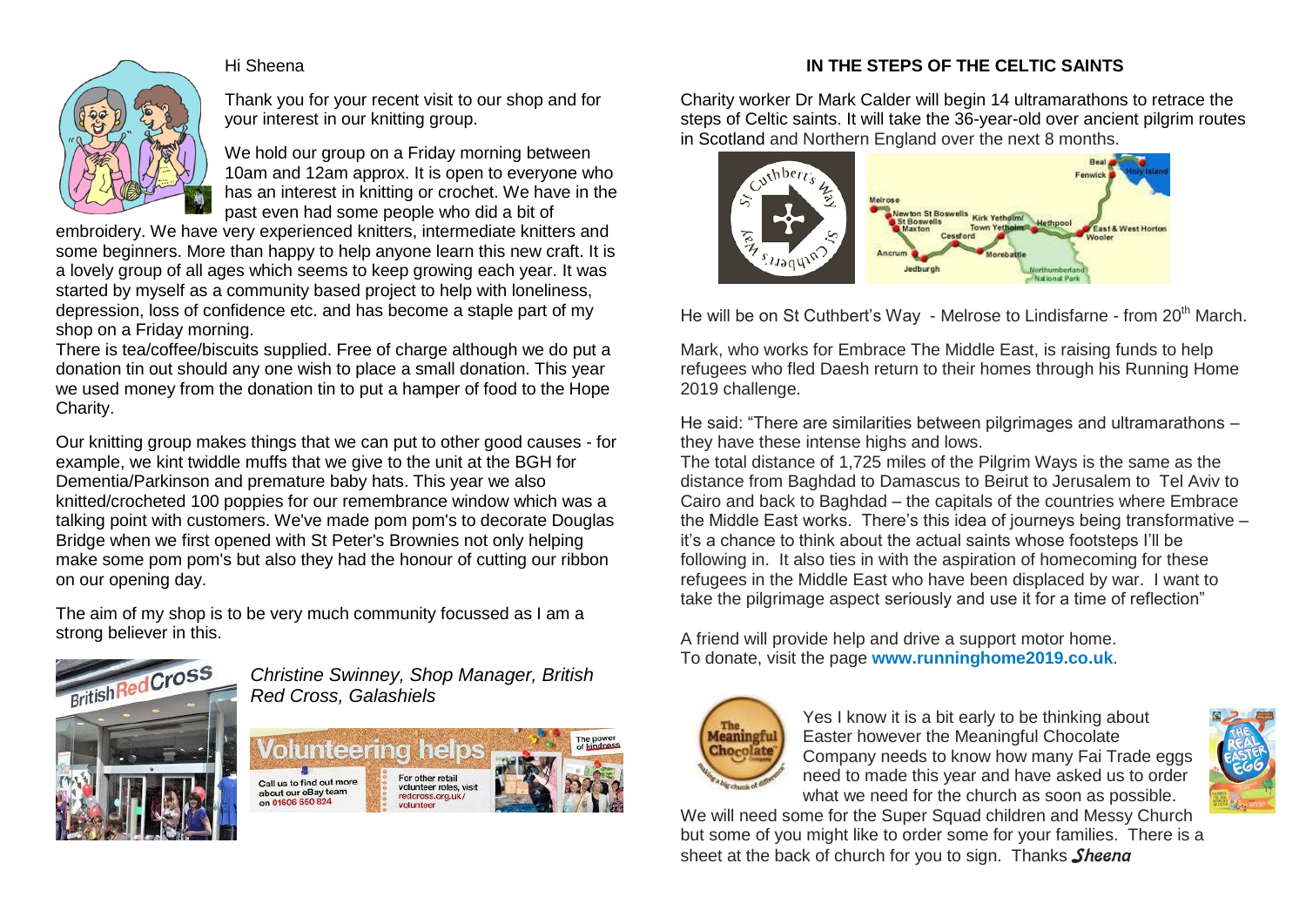Hi Sheena

Thank you for your recent visit to our shop and for your interest in our knitting group.

We hold our group on a Friday morning between 10am and 12am approx. It is open to everyone who has an interest in knitting or crochet. We have in the past even had some people who did a bit of embroidery. We have very experienced knitters, intermediate knitters and some beginners. More than happy to help anyone learn this new craft. It is a lovely group of all ages which seems to keep growing each year. It was started by myself as a community based project to help with loneliness, depression, loss of confidence etc. and has become a staple part of my shop on a Friday morning.

There is tea/coffee/biscuits supplied. Free of charge although we do put a donation tin out should any one wish to place a small donation. This year we used money from the donation tin to put a hamper of food to the Hope Charity.

Our knitting group makes things that we can put to other good causes - for example, we kint twiddle muffs that we give to the unit at the BGH for Dementia/Parkinson and premature baby hats. This year we also knitted/crocheted 100 poppies for our remembrance window which was a talking point with customers. We've made pom pom's to decorate Douglas Bridge when we first opened with St Peter's Brownies not only helping make some pom pom's but also they had the honour of cutting our ribbon on our opening day.

The aim of my shop is to be very much community focussed as I am a strong believer in this.

*Christine Swinney, Shop Manager, British Red Cross, Galashiels*

Volunteering helps

Call us to find out more about our eBay team on 01606 550 824

For other retail volunteer roles, visit redcross.org.uk/volunteer

The power of kindness

## IN THE STEPS OF THE CELTIC SAINTS

Charity worker Dr Mark Calder will begin 14 ultramarathons to retrace the steps of Celtic saints. It will take the 36-year-old over ancient pilgrim routes in Scotland and Northern England over the next 8 months.

St Cuthbert's Way

Melrose, Newton St Boswells, St Boswells, Maxton, Ancrum, Jedburgh, Cessford, Morebattle, Kirk Yetholm/Town Yetholm, Hethpool, Wooler, East & West Horton, Fenwick, Beal, Holy Island, Northumberland National Park

He will be on St Cuthbert's Way - Melrose to Lindisfarne - from 20th March.

Mark, who works for Embrace The Middle East, is raising funds to help refugees who fled Daesh return to their homes through his Running Home 2019 challenge.

He said: "There are similarities between pilgrimages and ultramarathons – they have these intense highs and lows.

The total distance of 1,725 miles of the Pilgrim Ways is the same as the distance from Baghdad to Damascus to Beirut to Jerusalem to Tel Aviv to Cairo and back to Baghdad – the capitals of the countries where Embrace the Middle East works. There's this idea of journeys being transformative – it's a chance to think about the actual saints whose footsteps I'll be following in. It also ties in with the aspiration of homecoming for these refugees in the Middle East who have been displaced by war. I want to take the pilgrimage aspect seriously and use it for a time of reflection"

A friend will provide help and drive a support motor home.
To donate, visit the page **www.runninghome2019.co.uk**.

Yes I know it is a bit early to be thinking about Easter however the Meaningful Chocolate Company needs to know how many Fai Trade eggs need to made this year and have asked us to order what we need for the church as soon as possible. We will need some for the Super Squad children and Messy Church but some of you might like to order some for your families. There is a sheet at the back of church for you to sign. Thanks ***Sheena***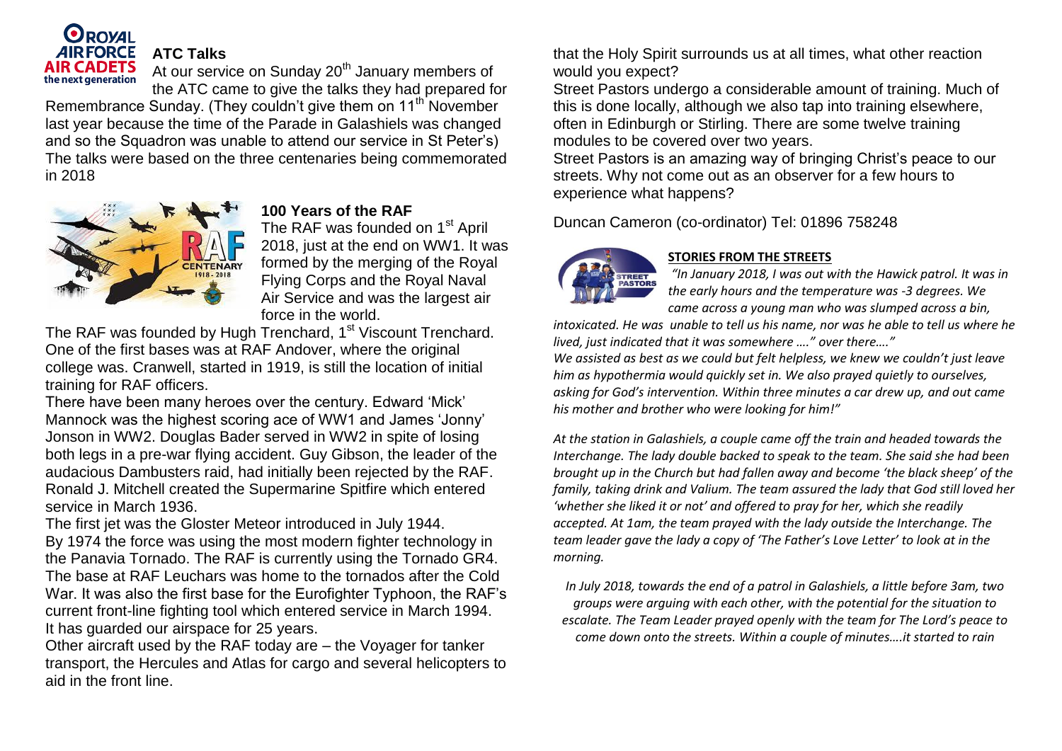## ATC Talks

At our service on Sunday 20th January members of the ATC came to give the talks they had prepared for Remembrance Sunday. (They couldn't give them on 11th November last year because the time of the Parade in Galashiels was changed and so the Squadron was unable to attend our service in St Peter's) The talks were based on the three centenaries being commemorated in 2018

### 100 Years of the RAF

The RAF was founded on 1st April 2018, just at the end on WW1. It was formed by the merging of the Royal Flying Corps and the Royal Naval Air Service and was the largest air force in the world.

The RAF was founded by Hugh Trenchard, 1st Viscount Trenchard. One of the first bases was at RAF Andover, where the original college was. Cranwell, started in 1919, is still the location of initial training for RAF officers.

There have been many heroes over the century. Edward 'Mick' Mannock was the highest scoring ace of WW1 and James 'Jonny' Jonson in WW2. Douglas Bader served in WW2 in spite of losing both legs in a pre-war flying accident. Guy Gibson, the leader of the audacious Dambusters raid, had initially been rejected by the RAF. Ronald J. Mitchell created the Supermarine Spitfire which entered service in March 1936.

The first jet was the Gloster Meteor introduced in July 1944.

By 1974 the force was using the most modern fighter technology in the Panavia Tornado. The RAF is currently using the Tornado GR4. The base at RAF Leuchars was home to the tornados after the Cold War. It was also the first base for the Eurofighter Typhoon, the RAF's current front-line fighting tool which entered service in March 1994. It has guarded our airspace for 25 years.

Other aircraft used by the RAF today are – the Voyager for tanker transport, the Hercules and Atlas for cargo and several helicopters to aid in the front line.

that the Holy Spirit surrounds us at all times, what other reaction would you expect?

Street Pastors undergo a considerable amount of training. Much of this is done locally, although we also tap into training elsewhere, often in Edinburgh or Stirling. There are some twelve training modules to be covered over two years.

Street Pastors is an amazing way of bringing Christ's peace to our streets. Why not come out as an observer for a few hours to experience what happens?

Duncan Cameron (co-ordinator) Tel: 01896 758248

**STORIES FROM THE STREETS**

*"In January 2018, I was out with the Hawick patrol. It was in the early hours and the temperature was -3 degrees. We came across a young man who was slumped across a bin, intoxicated. He was unable to tell us his name, nor was he able to tell us where he lived, just indicated that it was somewhere …." over there…."*

*We assisted as best as we could but felt helpless, we knew we couldn't just leave him as hypothermia would quickly set in. We also prayed quietly to ourselves, asking for God's intervention. Within three minutes a car drew up, and out came his mother and brother who were looking for him!"*

*At the station in Galashiels, a couple came off the train and headed towards the Interchange. The lady double backed to speak to the team. She said she had been brought up in the Church but had fallen away and become 'the black sheep' of the family, taking drink and Valium. The team assured the lady that God still loved her 'whether she liked it or not' and offered to pray for her, which she readily accepted. At 1am, the team prayed with the lady outside the Interchange. The team leader gave the lady a copy of 'The Father's Love Letter' to look at in the morning.*

*In July 2018, towards the end of a patrol in Galashiels, a little before 3am, two groups were arguing with each other, with the potential for the situation to escalate. The Team Leader prayed openly with the team for The Lord's peace to come down onto the streets. Within a couple of minutes….it started to rain*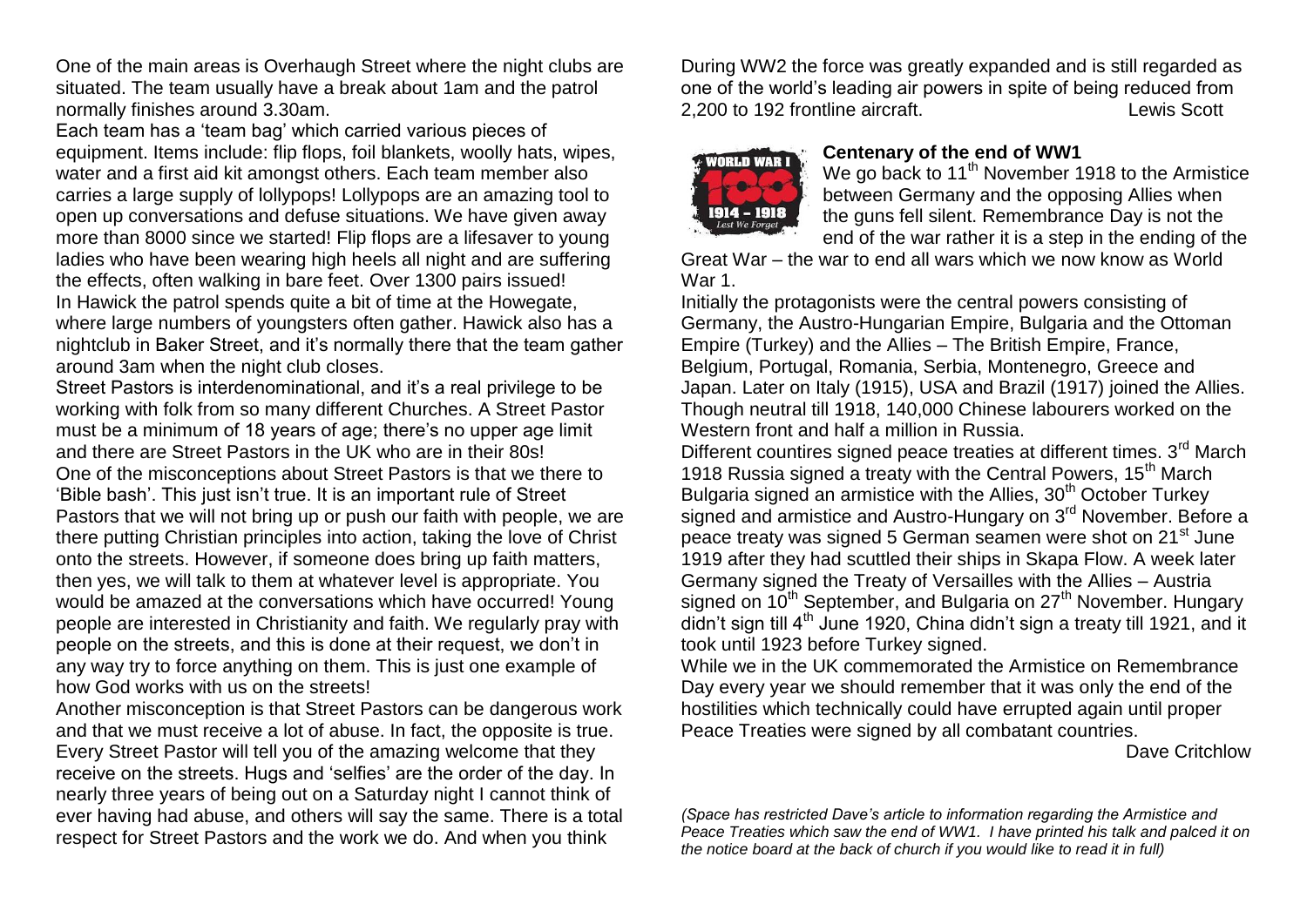One of the main areas is Overhaugh Street where the night clubs are situated. The team usually have a break about 1am and the patrol normally finishes around 3.30am.

Each team has a 'team bag' which carried various pieces of equipment. Items include: flip flops, foil blankets, woolly hats, wipes, water and a first aid kit amongst others. Each team member also carries a large supply of lollypops! Lollypops are an amazing tool to open up conversations and defuse situations. We have given away more than 8000 since we started! Flip flops are a lifesaver to young ladies who have been wearing high heels all night and are suffering the effects, often walking in bare feet. Over 1300 pairs issued!

In Hawick the patrol spends quite a bit of time at the Howegate, where large numbers of youngsters often gather. Hawick also has a nightclub in Baker Street, and it's normally there that the team gather around 3am when the night club closes.

Street Pastors is interdenominational, and it's a real privilege to be working with folk from so many different Churches. A Street Pastor must be a minimum of 18 years of age; there's no upper age limit and there are Street Pastors in the UK who are in their 80s!

One of the misconceptions about Street Pastors is that we there to 'Bible bash'. This just isn't true. It is an important rule of Street Pastors that we will not bring up or push our faith with people, we are there putting Christian principles into action, taking the love of Christ onto the streets. However, if someone does bring up faith matters, then yes, we will talk to them at whatever level is appropriate. You would be amazed at the conversations which have occurred! Young people are interested in Christianity and faith. We regularly pray with people on the streets, and this is done at their request, we don't in any way try to force anything on them. This is just one example of how God works with us on the streets!

Another misconception is that Street Pastors can be dangerous work and that we must receive a lot of abuse. In fact, the opposite is true. Every Street Pastor will tell you of the amazing welcome that they receive on the streets. Hugs and 'selfies' are the order of the day. In nearly three years of being out on a Saturday night I cannot think of ever having had abuse, and others will say the same. There is a total respect for Street Pastors and the work we do. And when you think

During WW2 the force was greatly expanded and is still regarded as one of the world's leading air powers in spite of being reduced from 2,200 to 192 frontline aircraft. Lewis Scott

## Centenary of the end of WW1

We go back to 11th November 1918 to the Armistice between Germany and the opposing Allies when the guns fell silent. Remembrance Day is not the end of the war rather it is a step in the ending of the Great War – the war to end all wars which we now know as World War 1.

Initially the protagonists were the central powers consisting of Germany, the Austro-Hungarian Empire, Bulgaria and the Ottoman Empire (Turkey) and the Allies – The British Empire, France, Belgium, Portugal, Romania, Serbia, Montenegro, Greece and Japan. Later on Italy (1915), USA and Brazil (1917) joined the Allies. Though neutral till 1918, 140,000 Chinese labourers worked on the Western front and half a million in Russia.

Different countires signed peace treaties at different times. 3rd March 1918 Russia signed a treaty with the Central Powers, 15th March Bulgaria signed an armistice with the Allies, 30th October Turkey signed and armistice and Austro-Hungary on 3rd November. Before a peace treaty was signed 5 German seamen were shot on 21st June 1919 after they had scuttled their ships in Skapa Flow. A week later Germany signed the Treaty of Versailles with the Allies – Austria signed on 10th September, and Bulgaria on 27th November. Hungary didn't sign till 4th June 1920, China didn't sign a treaty till 1921, and it took until 1923 before Turkey signed.

While we in the UK commemorated the Armistice on Remembrance Day every year we should remember that it was only the end of the hostilities which technically could have errupted again until proper Peace Treaties were signed by all combatant countries.

Dave Critchlow

*(Space has restricted Dave's article to information regarding the Armistice and Peace Treaties which saw the end of WW1. I have printed his talk and palced it on the notice board at the back of church if you would like to read it in full)*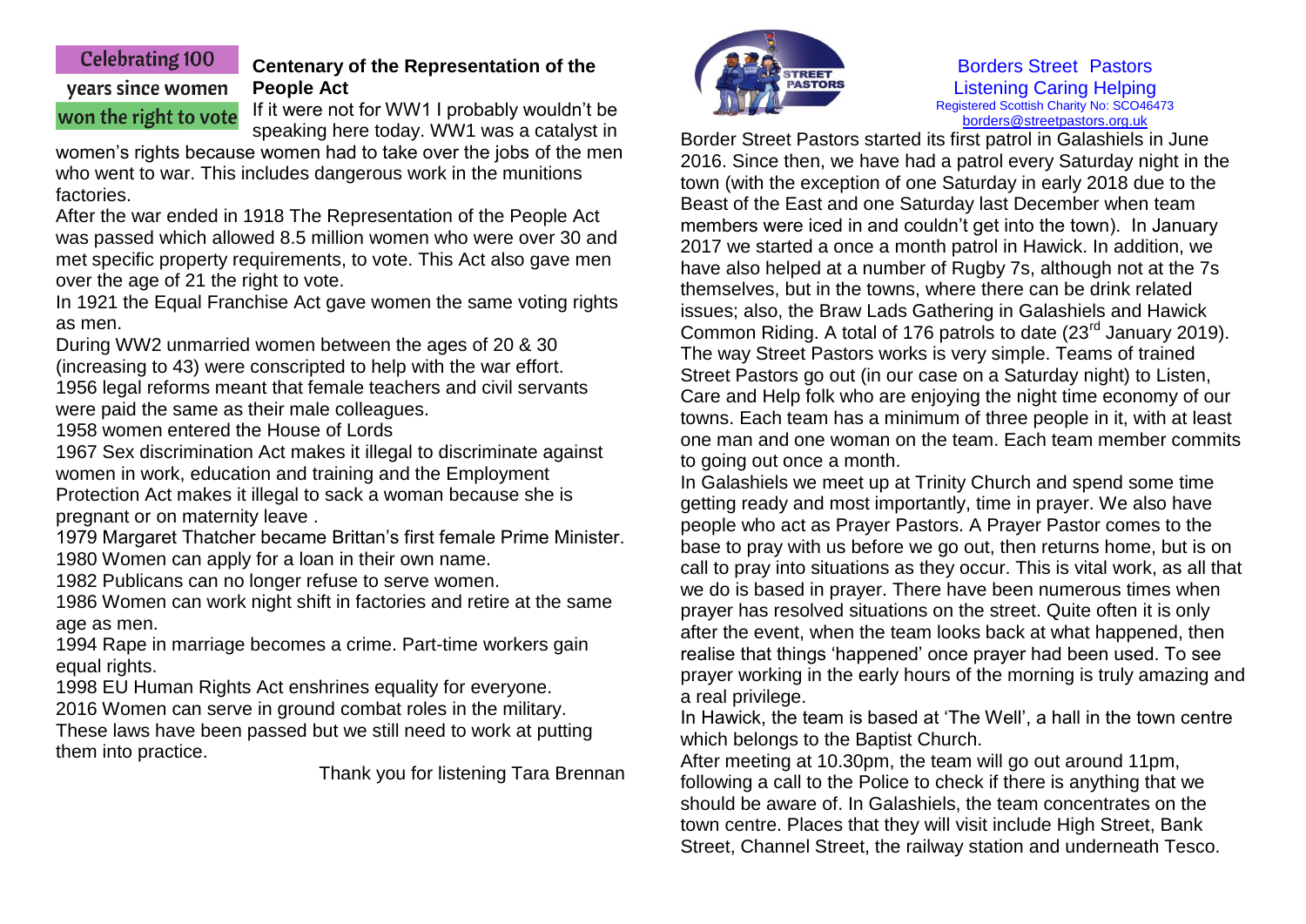## Celebrating 100 years since women won the right to vote

### Centenary of the Representation of the People Act

If it were not for WW1 I probably wouldn't be speaking here today. WW1 was a catalyst in women's rights because women had to take over the jobs of the men who went to war. This includes dangerous work in the munitions factories.

After the war ended in 1918 The Representation of the People Act was passed which allowed 8.5 million women who were over 30 and met specific property requirements, to vote. This Act also gave men over the age of 21 the right to vote.

In 1921 the Equal Franchise Act gave women the same voting rights as men.

During WW2 unmarried women between the ages of 20 & 30 (increasing to 43) were conscripted to help with the war effort.

1956 legal reforms meant that female teachers and civil servants were paid the same as their male colleagues.

1958 women entered the House of Lords

1967 Sex discrimination Act makes it illegal to discriminate against women in work, education and training and the Employment Protection Act makes it illegal to sack a woman because she is pregnant or on maternity leave .

1979 Margaret Thatcher became Brittan's first female Prime Minister.

1980 Women can apply for a loan in their own name.

1982 Publicans can no longer refuse to serve women.

1986 Women can work night shift in factories and retire at the same age as men.

1994 Rape in marriage becomes a crime. Part-time workers gain equal rights.

1998 EU Human Rights Act enshrines equality for everyone.

2016 Women can serve in ground combat roles in the military.

These laws have been passed but we still need to work at putting them into practice.

Thank you for listening Tara Brennan

## Borders Street Pastors

Listening Caring Helping

Registered Scottish Charity No: SCO46473

borders@streetpastors.org.uk

Border Street Pastors started its first patrol in Galashiels in June 2016. Since then, we have had a patrol every Saturday night in the town (with the exception of one Saturday in early 2018 due to the Beast of the East and one Saturday last December when team members were iced in and couldn't get into the town). In January 2017 we started a once a month patrol in Hawick. In addition, we have also helped at a number of Rugby 7s, although not at the 7s themselves, but in the towns, where there can be drink related issues; also, the Braw Lads Gathering in Galashiels and Hawick Common Riding. A total of 176 patrols to date (23rd January 2019).

The way Street Pastors works is very simple. Teams of trained Street Pastors go out (in our case on a Saturday night) to Listen, Care and Help folk who are enjoying the night time economy of our towns. Each team has a minimum of three people in it, with at least one man and one woman on the team. Each team member commits to going out once a month.

In Galashiels we meet up at Trinity Church and spend some time getting ready and most importantly, time in prayer. We also have people who act as Prayer Pastors. A Prayer Pastor comes to the base to pray with us before we go out, then returns home, but is on call to pray into situations as they occur. This is vital work, as all that we do is based in prayer. There have been numerous times when prayer has resolved situations on the street. Quite often it is only after the event, when the team looks back at what happened, then realise that things 'happened' once prayer had been used. To see prayer working in the early hours of the morning is truly amazing and a real privilege.

In Hawick, the team is based at 'The Well', a hall in the town centre which belongs to the Baptist Church.

After meeting at 10.30pm, the team will go out around 11pm, following a call to the Police to check if there is anything that we should be aware of. In Galashiels, the team concentrates on the town centre. Places that they will visit include High Street, Bank Street, Channel Street, the railway station and underneath Tesco.